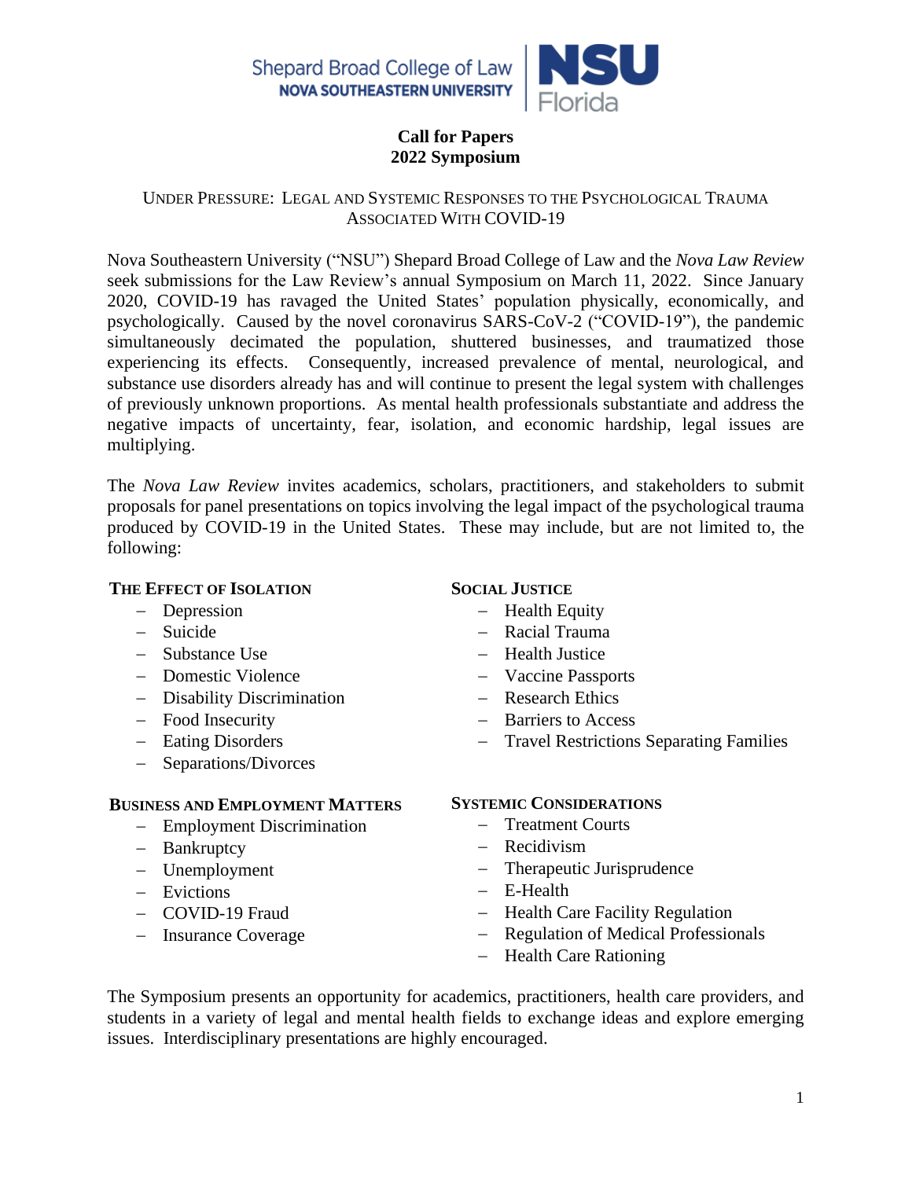Shepard Broad College of Law
NOVA SOUTHEASTERN UNIVERSITY
NSU Florida

# Call for Papers
# 2022 Symposium

## Under Pressure: Legal and Systemic Responses to the Psychological Trauma Associated With COVID-19

Nova Southeastern University ("NSU") Shepard Broad College of Law and the *Nova Law Review* seek submissions for the Law Review's annual Symposium on March 11, 2022. Since January 2020, COVID-19 has ravaged the United States' population physically, economically, and psychologically. Caused by the novel coronavirus SARS-CoV-2 ("COVID-19"), the pandemic simultaneously decimated the population, shuttered businesses, and traumatized those experiencing its effects. Consequently, increased prevalence of mental, neurological, and substance use disorders already has and will continue to present the legal system with challenges of previously unknown proportions. As mental health professionals substantiate and address the negative impacts of uncertainty, fear, isolation, and economic hardship, legal issues are multiplying.

The *Nova Law Review* invites academics, scholars, practitioners, and stakeholders to submit proposals for panel presentations on topics involving the legal impact of the psychological trauma produced by COVID-19 in the United States. These may include, but are not limited to, the following:

**The Effect of Isolation**

- Depression
- Suicide
- Substance Use
- Domestic Violence
- Disability Discrimination
- Food Insecurity
- Eating Disorders
- Separations/Divorces

**Social Justice**

- Health Equity
- Racial Trauma
- Health Justice
- Vaccine Passports
- Research Ethics
- Barriers to Access
- Travel Restrictions Separating Families

**Business and Employment Matters**

- Employment Discrimination
- Bankruptcy
- Unemployment
- Evictions
- COVID-19 Fraud
- Insurance Coverage

**Systemic Considerations**

- Treatment Courts
- Recidivism
- Therapeutic Jurisprudence
- E-Health
- Health Care Facility Regulation
- Regulation of Medical Professionals
- Health Care Rationing

The Symposium presents an opportunity for academics, practitioners, health care providers, and students in a variety of legal and mental health fields to exchange ideas and explore emerging issues. Interdisciplinary presentations are highly encouraged.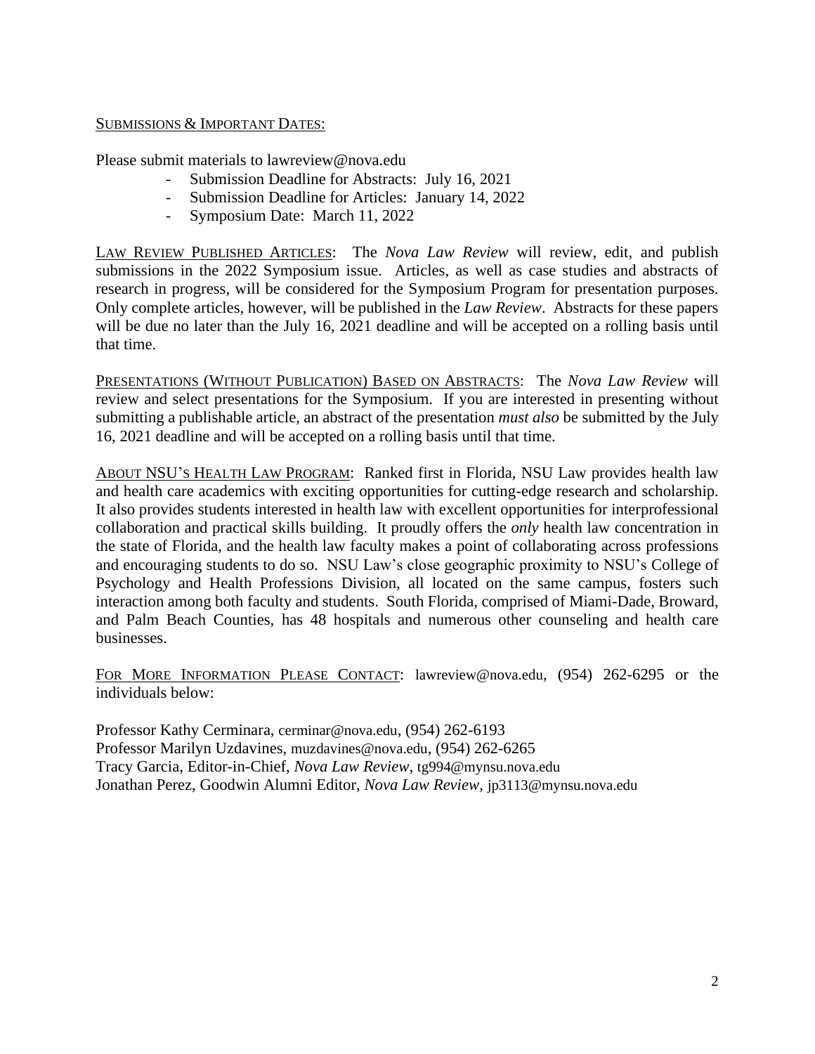SUBMISSIONS & IMPORTANT DATES:

Please submit materials to lawreview@nova.edu

- Submission Deadline for Abstracts: July 16, 2021
- Submission Deadline for Articles: January 14, 2022
- Symposium Date: March 11, 2022

LAW REVIEW PUBLISHED ARTICLES: The *Nova Law Review* will review, edit, and publish submissions in the 2022 Symposium issue. Articles, as well as case studies and abstracts of research in progress, will be considered for the Symposium Program for presentation purposes. Only complete articles, however, will be published in the *Law Review*. Abstracts for these papers will be due no later than the July 16, 2021 deadline and will be accepted on a rolling basis until that time.

PRESENTATIONS (WITHOUT PUBLICATION) BASED ON ABSTRACTS: The *Nova Law Review* will review and select presentations for the Symposium. If you are interested in presenting without submitting a publishable article, an abstract of the presentation *must also* be submitted by the July 16, 2021 deadline and will be accepted on a rolling basis until that time.

ABOUT NSU'S HEALTH LAW PROGRAM: Ranked first in Florida, NSU Law provides health law and health care academics with exciting opportunities for cutting-edge research and scholarship. It also provides students interested in health law with excellent opportunities for interprofessional collaboration and practical skills building. It proudly offers the *only* health law concentration in the state of Florida, and the health law faculty makes a point of collaborating across professions and encouraging students to do so. NSU Law's close geographic proximity to NSU's College of Psychology and Health Professions Division, all located on the same campus, fosters such interaction among both faculty and students. South Florida, comprised of Miami-Dade, Broward, and Palm Beach Counties, has 48 hospitals and numerous other counseling and health care businesses.

FOR MORE INFORMATION PLEASE CONTACT: lawreview@nova.edu, (954) 262-6295 or the individuals below:

Professor Kathy Cerminara, cerminar@nova.edu, (954) 262-6193
Professor Marilyn Uzdavines, muzdavines@nova.edu, (954) 262-6265
Tracy Garcia, Editor-in-Chief, *Nova Law Review*, tg994@mynsu.nova.edu
Jonathan Perez, Goodwin Alumni Editor, *Nova Law Review*, jp3113@mynsu.nova.edu